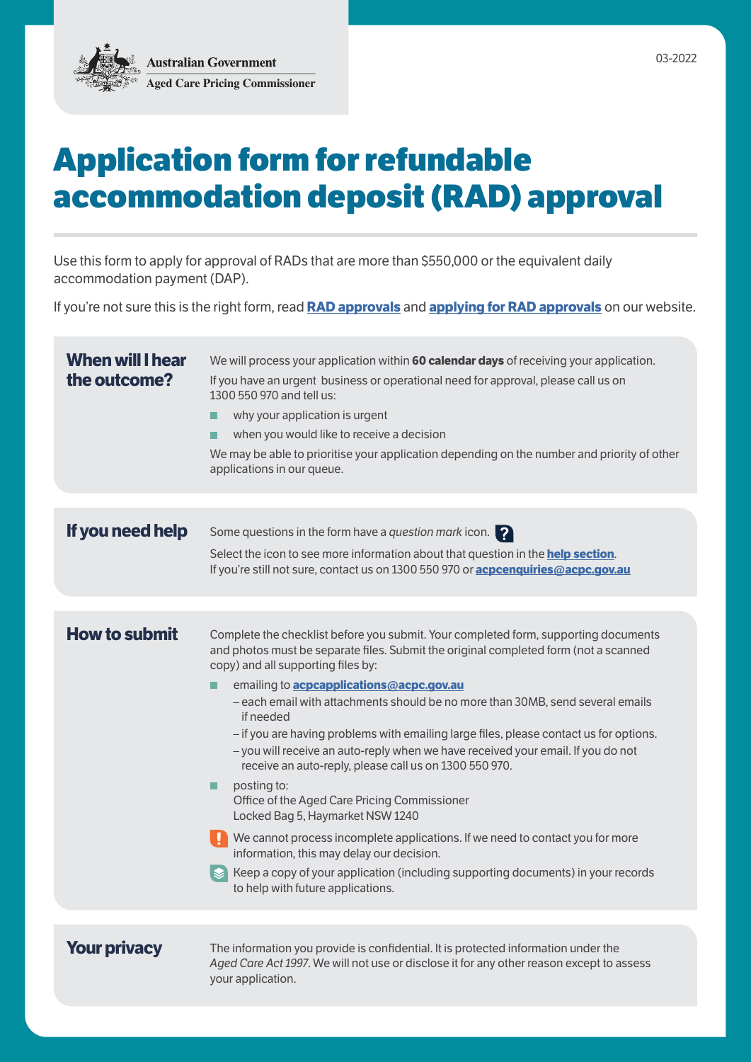Australian Government
Aged Care Pricing Commissioner

03-2022

# Application form for refundable accommodation deposit (RAD) approval

Use this form to apply for approval of RADs that are more than $550,000 or the equivalent daily accommodation payment (DAP).

If you're not sure this is the right form, read **RAD approvals** and **applying for RAD approvals** on our website.

## When will I hear the outcome?

We will process your application within **60 calendar days** of receiving your application.

If you have an urgent business or operational need for approval, please call us on 1300 550 970 and tell us:

- why your application is urgent
- when you would like to receive a decision

We may be able to prioritise your application depending on the number and priority of other applications in our queue.

## If you need help

Some questions in the form have a *question mark* icon.

Select the icon to see more information about that question in the **help section**.
If you're still not sure, contact us on 1300 550 970 or **acpcenquiries@acpc.gov.au**

## How to submit

Complete the checklist before you submit. Your completed form, supporting documents and photos must be separate files. Submit the original completed form (not a scanned copy) and all supporting files by:

- emailing to **acpcapplications@acpc.gov.au**
  - each email with attachments should be no more than 30MB, send several emails if needed
  - if you are having problems with emailing large files, please contact us for options.
  - you will receive an auto-reply when we have received your email. If you do not receive an auto-reply, please call us on 1300 550 970.
- posting to:
  Office of the Aged Care Pricing Commissioner
  Locked Bag 5, Haymarket NSW 1240

We cannot process incomplete applications. If we need to contact you for more information, this may delay our decision.

Keep a copy of your application (including supporting documents) in your records to help with future applications.

## Your privacy

The information you provide is confidential. It is protected information under the *Aged Care Act 1997*. We will not use or disclose it for any other reason except to assess your application.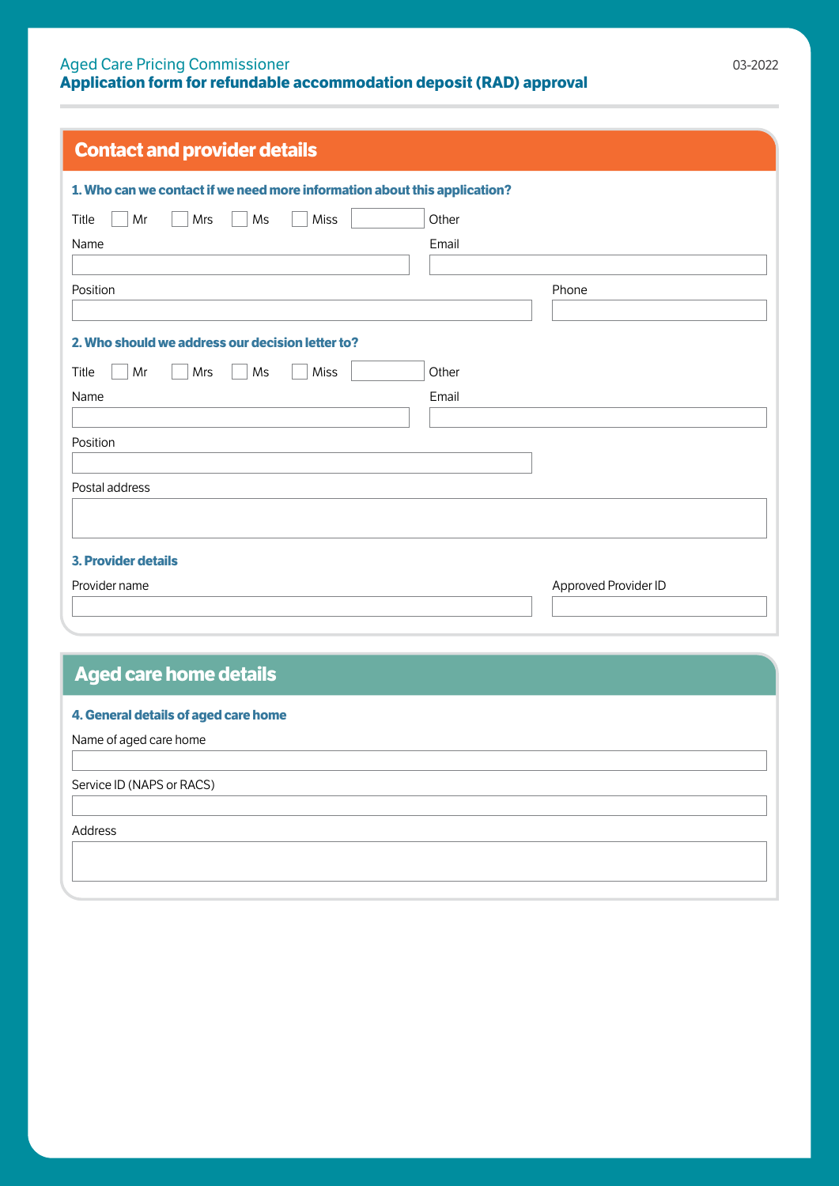Aged Care Pricing Commissioner

**Application form for refundable accommodation deposit (RAD) approval**

03-2022

## Contact and provider details

### 1. Who can we contact if we need more information about this application?

Title ☐ Mr ☐ Mrs ☐ Ms ☐ Miss ______ Other

Name

Email

Position

Phone

### 2. Who should we address our decision letter to?

Title ☐ Mr ☐ Mrs ☐ Ms ☐ Miss ______ Other

Name

Email

Position

Postal address

### 3. Provider details

Provider name

Approved Provider ID

## Aged care home details

### 4. General details of aged care home

Name of aged care home

Service ID (NAPS or RACS)

Address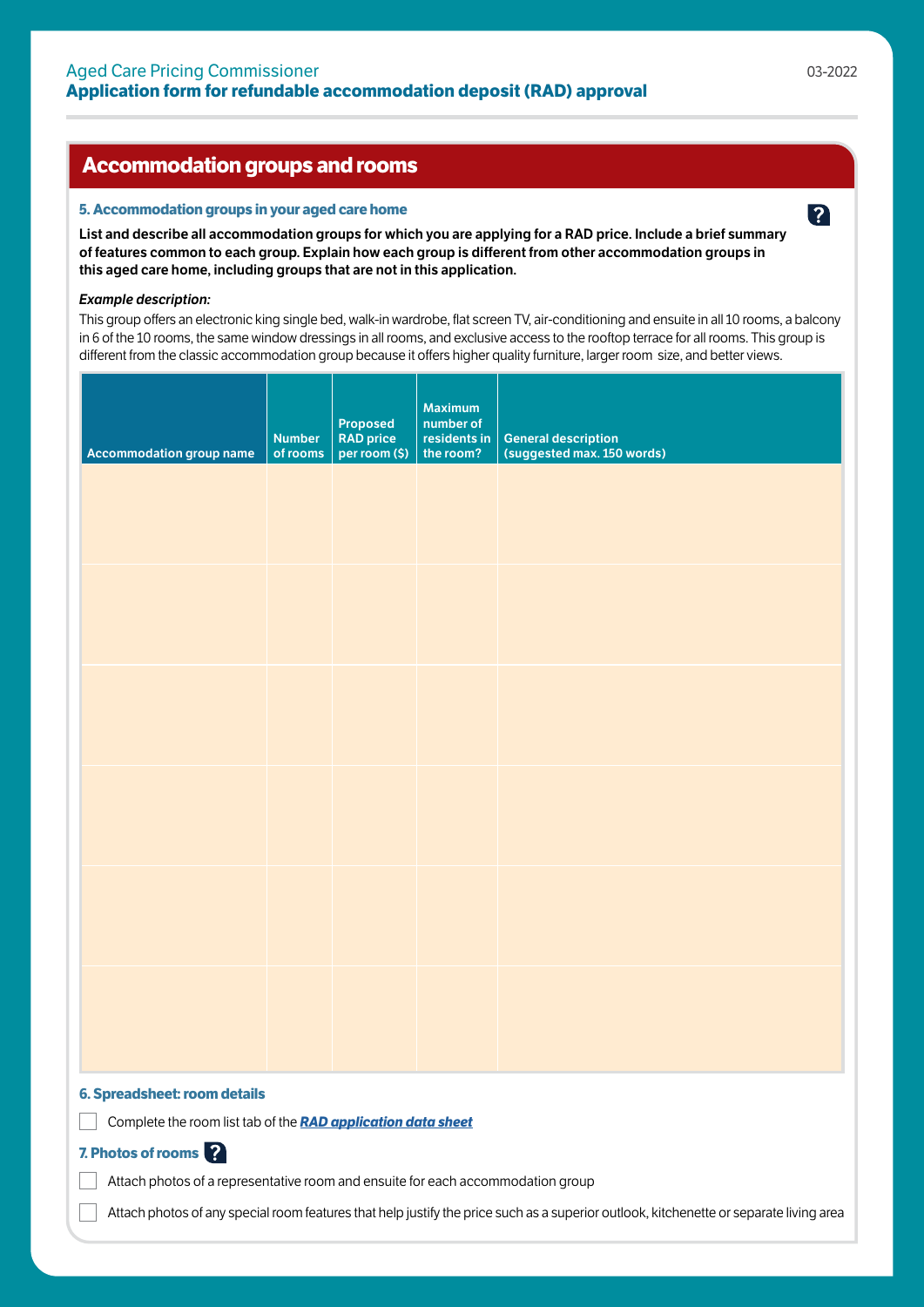## Accommodation groups and rooms

### 5. Accommodation groups in your aged care home

**List and describe all accommodation groups for which you are applying for a RAD price. Include a brief summary of features common to each group. Explain how each group is different from other accommodation groups in this aged care home, including groups that are not in this application.**

***Example description:***

This group offers an electronic king single bed, walk-in wardrobe, flat screen TV, air-conditioning and ensuite in all 10 rooms, a balcony in 6 of the 10 rooms, the same window dressings in all rooms, and exclusive access to the rooftop terrace for all rooms. This group is different from the classic accommodation group because it offers higher quality furniture, larger room size, and better views.

| Accommodation group name | Number of rooms | Proposed RAD price per room ($) | Maximum number of residents in the room? | General description (suggested max. 150 words) |
|---|---|---|---|---|
| | | | | |
| | | | | |
| | | | | |
| | | | | |
| | | | | |
| | | | | |

### 6. Spreadsheet: room details

- [ ] Complete the room list tab of the ***RAD application data sheet***

### 7. Photos of rooms

- [ ] Attach photos of a representative room and ensuite for each accommodation group
- [ ] Attach photos of any special room features that help justify the price such as a superior outlook, kitchenette or separate living area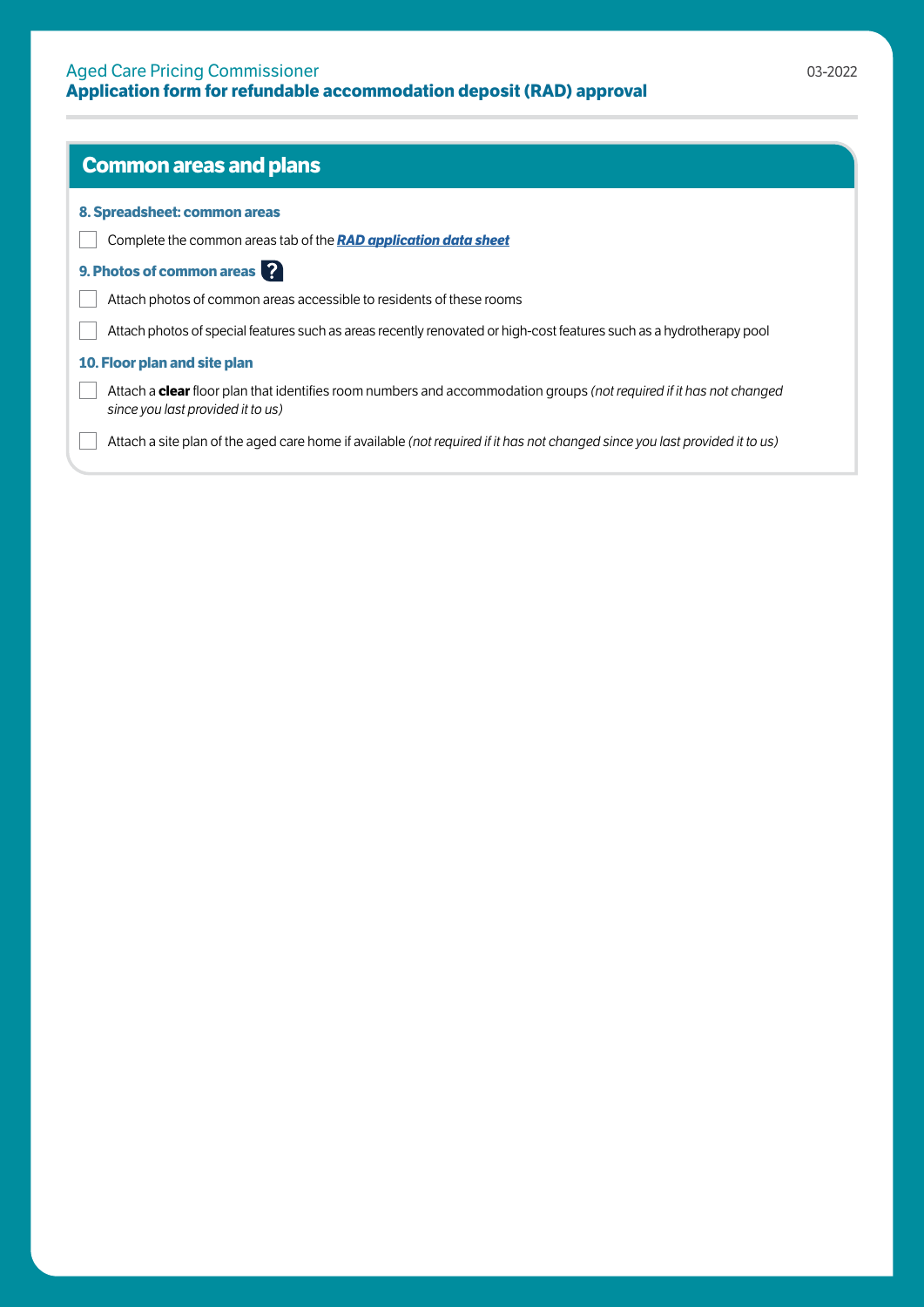## Common areas and plans

### 8. Spreadsheet: common areas

- [ ] Complete the common areas tab of the ***RAD application data sheet***

### 9. Photos of common areas

- [ ] Attach photos of common areas accessible to residents of these rooms
- [ ] Attach photos of special features such as areas recently renovated or high-cost features such as a hydrotherapy pool

### 10. Floor plan and site plan

- [ ] Attach a **clear** floor plan that identifies room numbers and accommodation groups *(not required if it has not changed since you last provided it to us)*
- [ ] Attach a site plan of the aged care home if available *(not required if it has not changed since you last provided it to us)*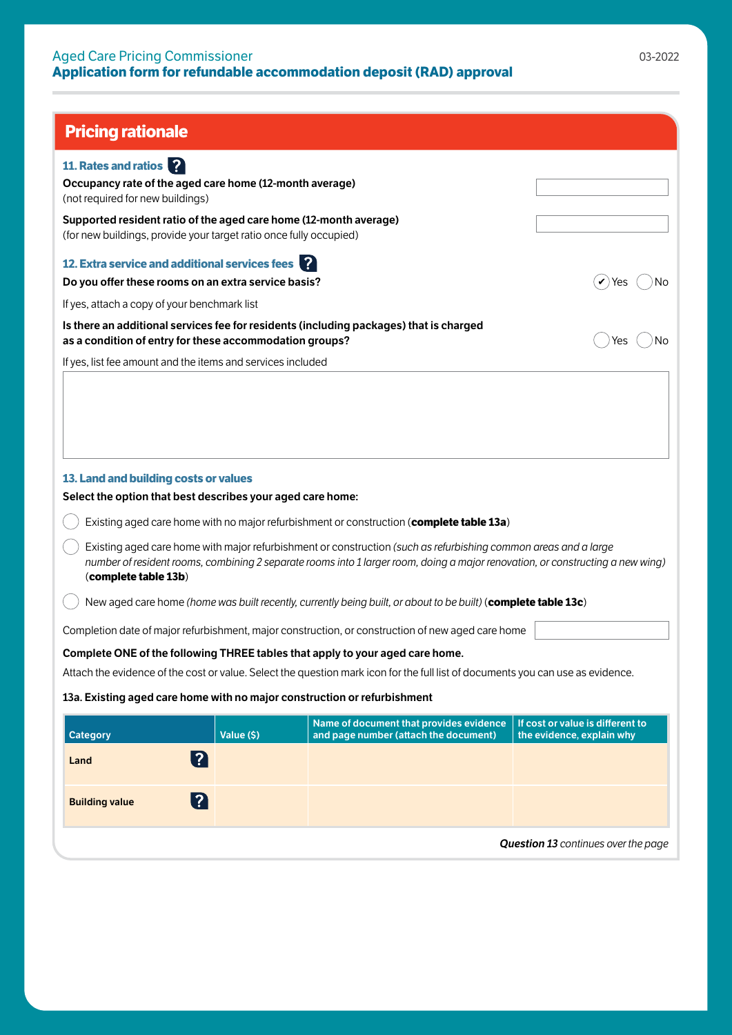## Pricing rationale

### 11. Rates and ratios

**Occupancy rate of the aged care home (12-month average)**
(not required for new buildings)

**Supported resident ratio of the aged care home (12-month average)**
(for new buildings, provide your target ratio once fully occupied)

### 12. Extra service and additional services fees

**Do you offer these rooms on an extra service basis?** ☑ Yes ◯ No

If yes, attach a copy of your benchmark list

**Is there an additional services fee for residents (including packages) that is charged as a condition of entry for these accommodation groups?** ◯ Yes ◯ No

If yes, list fee amount and the items and services included

### 13. Land and building costs or values

**Select the option that best describes your aged care home:**

◯ Existing aged care home with no major refurbishment or construction (**complete table 13a**)

◯ Existing aged care home with major refurbishment or construction *(such as refurbishing common areas and a large number of resident rooms, combining 2 separate rooms into 1 larger room, doing a major renovation, or constructing a new wing)* (**complete table 13b**)

◯ New aged care home *(home was built recently, currently being built, or about to be built)* (**complete table 13c**)

Completion date of major refurbishment, major construction, or construction of new aged care home

**Complete ONE of the following THREE tables that apply to your aged care home.**

Attach the evidence of the cost or value. Select the question mark icon for the full list of documents you can use as evidence.

**13a. Existing aged care home with no major construction or refurbishment**

| Category | Value ($) | Name of document that provides evidence and page number (attach the document) | If cost or value is different to the evidence, explain why |
|---|---|---|---|
| Land | | | |
| Building value | | | |

***Question 13*** *continues over the page*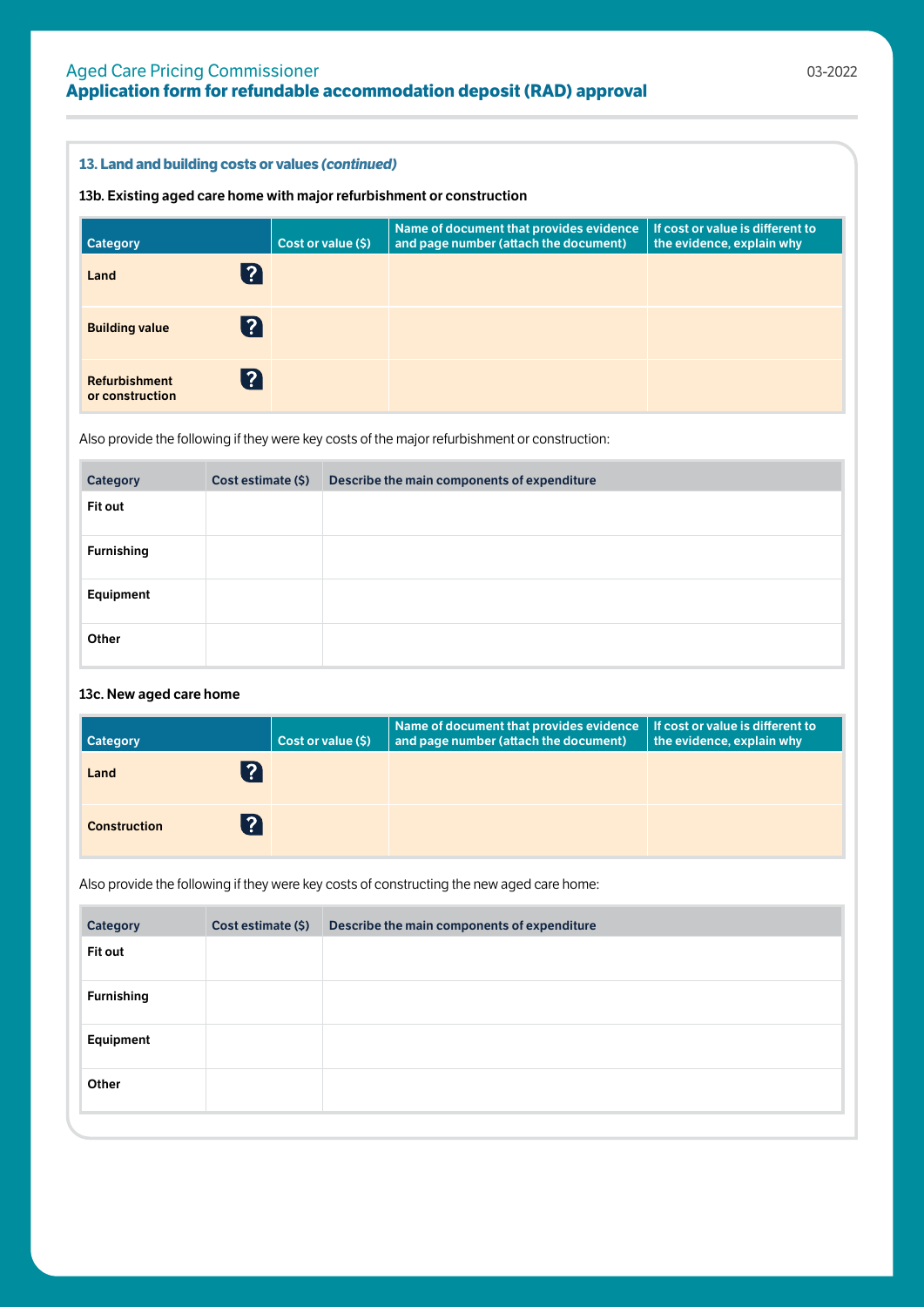### 13. Land and building costs or values *(continued)*

#### 13b. Existing aged care home with major refurbishment or construction

| Category | Cost or value ($) | Name of document that provides evidence and page number (attach the document) | If cost or value is different to the evidence, explain why |
|---|---|---|---|
| Land | | | |
| Building value | | | |
| Refurbishment or construction | | | |

Also provide the following if they were key costs of the major refurbishment or construction:

| Category | Cost estimate ($) | Describe the main components of expenditure |
|---|---|---|
| Fit out | | |
| Furnishing | | |
| Equipment | | |
| Other | | |

#### 13c. New aged care home

| Category | Cost or value ($) | Name of document that provides evidence and page number (attach the document) | If cost or value is different to the evidence, explain why |
|---|---|---|---|
| Land | | | |
| Construction | | | |

Also provide the following if they were key costs of constructing the new aged care home:

| Category | Cost estimate ($) | Describe the main components of expenditure |
|---|---|---|
| Fit out | | |
| Furnishing | | |
| Equipment | | |
| Other | | |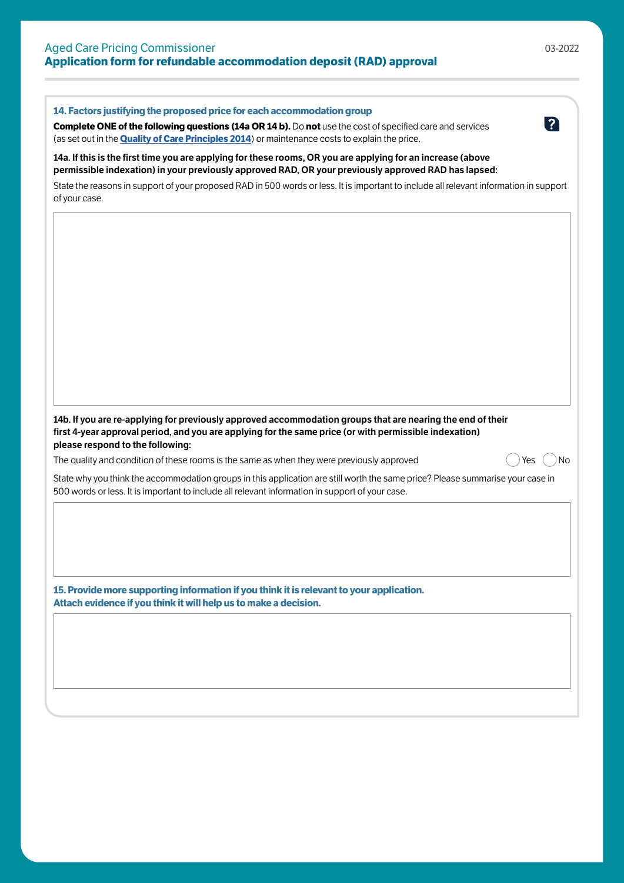### 14. Factors justifying the proposed price for each accommodation group

**Complete ONE of the following questions (14a OR 14 b).** Do **not** use the cost of specified care and services (as set out in the **Quality of Care Principles 2014**) or maintenance costs to explain the price.

**14a. If this is the first time you are applying for these rooms, OR you are applying for an increase (above permissible indexation) in your previously approved RAD, OR your previously approved RAD has lapsed:**

State the reasons in support of your proposed RAD in 500 words or less. It is important to include all relevant information in support of your case.

**14b. If you are re-applying for previously approved accommodation groups that are nearing the end of their first 4-year approval period, and you are applying for the same price (or with permissible indexation) please respond to the following:**

The quality and condition of these rooms is the same as when they were previously approved ◯ Yes ◯ No

State why you think the accommodation groups in this application are still worth the same price? Please summarise your case in 500 words or less. It is important to include all relevant information in support of your case.

### 15. Provide more supporting information if you think it is relevant to your application. Attach evidence if you think it will help us to make a decision.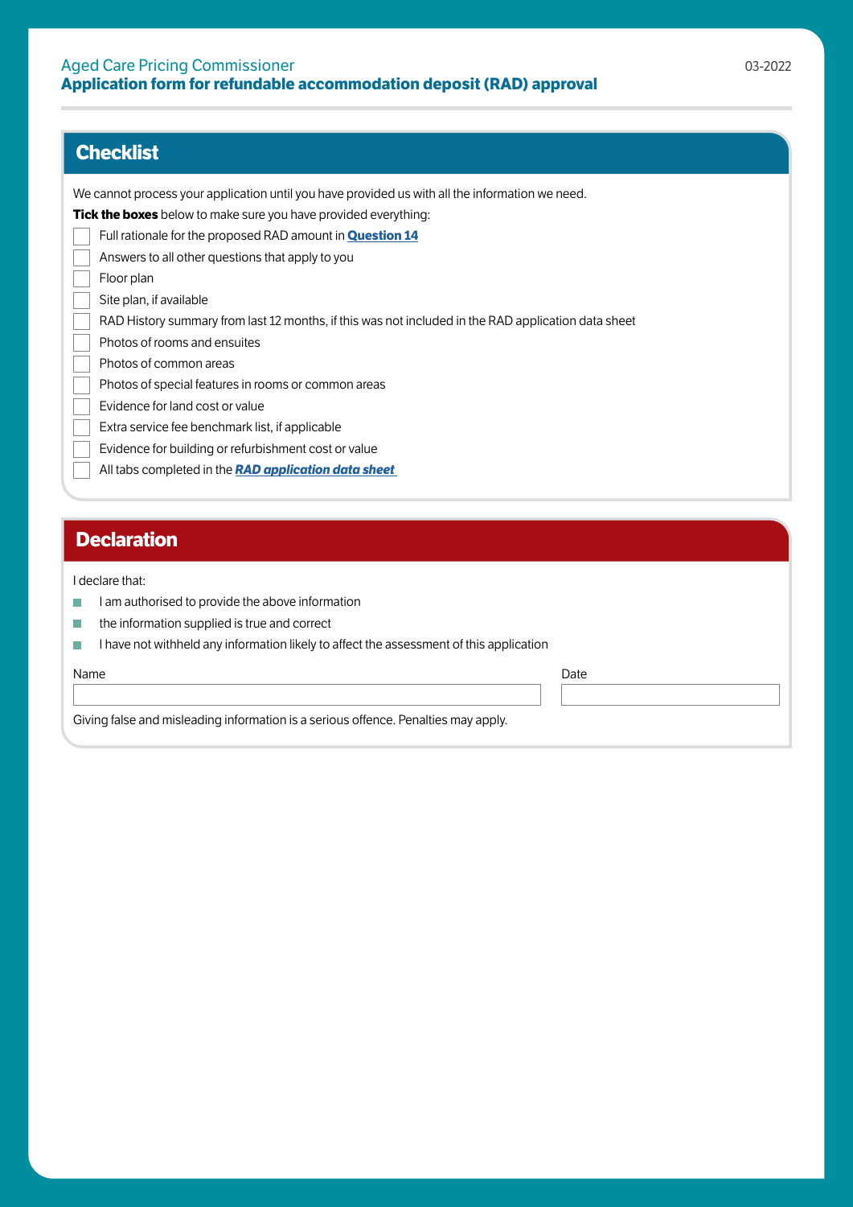## Checklist

We cannot process your application until you have provided us with all the information we need.

**Tick the boxes** below to make sure you have provided everything:

- [ ] Full rationale for the proposed RAD amount in **Question 14**
- [ ] Answers to all other questions that apply to you
- [ ] Floor plan
- [ ] Site plan, if available
- [ ] RAD History summary from last 12 months, if this was not included in the RAD application data sheet
- [ ] Photos of rooms and ensuites
- [ ] Photos of common areas
- [ ] Photos of special features in rooms or common areas
- [ ] Evidence for land cost or value
- [ ] Extra service fee benchmark list, if applicable
- [ ] Evidence for building or refurbishment cost or value
- [ ] All tabs completed in the ***RAD application data sheet***

## Declaration

I declare that:

- I am authorised to provide the above information
- the information supplied is true and correct
- I have not withheld any information likely to affect the assessment of this application

Name

Date

Giving false and misleading information is a serious offence. Penalties may apply.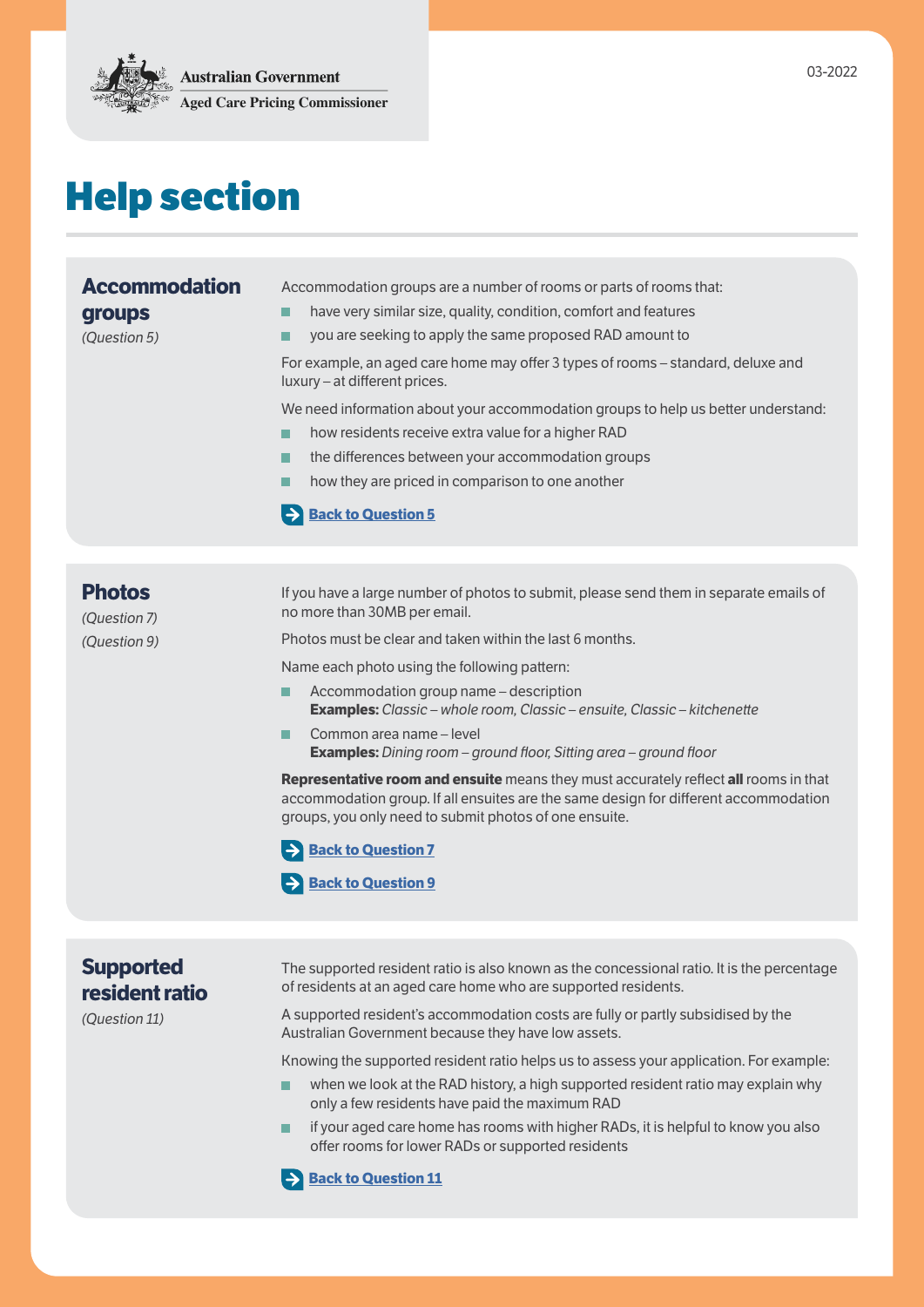# Help section

## Accommodation groups

*(Question 5)*

Accommodation groups are a number of rooms or parts of rooms that:

- have very similar size, quality, condition, comfort and features
- you are seeking to apply the same proposed RAD amount to

For example, an aged care home may offer 3 types of rooms – standard, deluxe and luxury – at different prices.

We need information about your accommodation groups to help us better understand:

- how residents receive extra value for a higher RAD
- the differences between your accommodation groups
- how they are priced in comparison to one another

Back to Question 5

## Photos

*(Question 7)*

*(Question 9)*

If you have a large number of photos to submit, please send them in separate emails of no more than 30MB per email.

Photos must be clear and taken within the last 6 months.

Name each photo using the following pattern:

- Accommodation group name – description
  **Examples:** *Classic – whole room, Classic – ensuite, Classic – kitchenette*
- Common area name – level
  **Examples:** *Dining room – ground floor, Sitting area – ground floor*

**Representative room and ensuite** means they must accurately reflect **all** rooms in that accommodation group. If all ensuites are the same design for different accommodation groups, you only need to submit photos of one ensuite.

Back to Question 7

Back to Question 9

## Supported resident ratio

*(Question 11)*

The supported resident ratio is also known as the concessional ratio. It is the percentage of residents at an aged care home who are supported residents.

A supported resident's accommodation costs are fully or partly subsidised by the Australian Government because they have low assets.

Knowing the supported resident ratio helps us to assess your application. For example:

- when we look at the RAD history, a high supported resident ratio may explain why only a few residents have paid the maximum RAD
- if your aged care home has rooms with higher RADs, it is helpful to know you also offer rooms for lower RADs or supported residents

Back to Question 11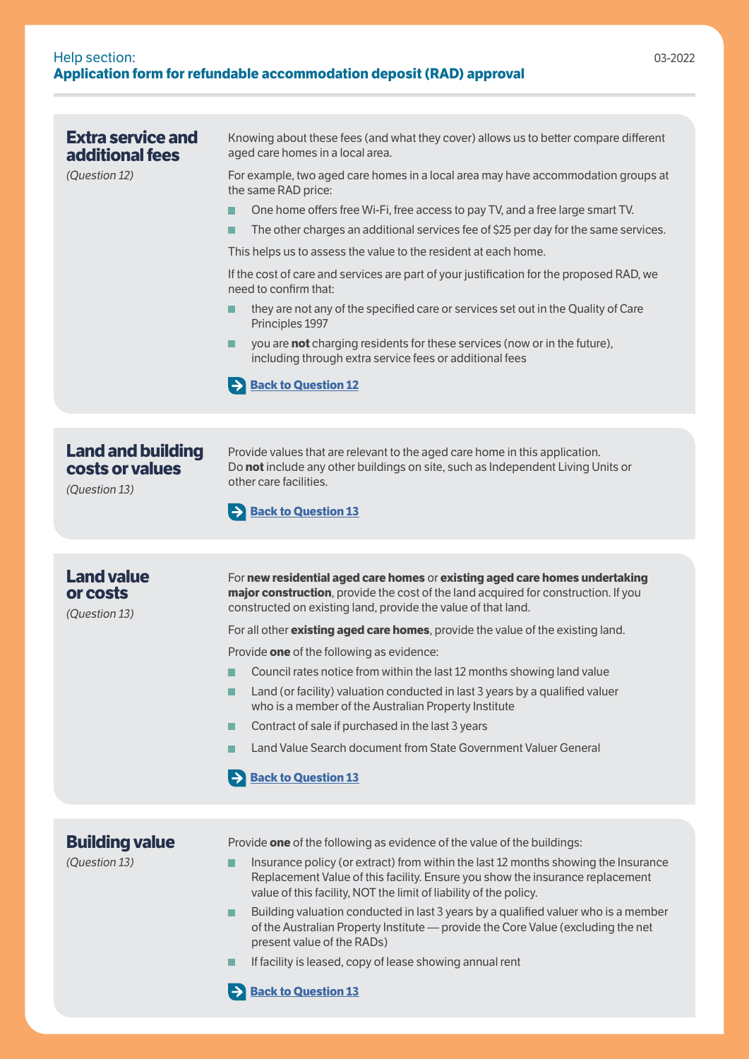## Extra service and additional fees

*(Question 12)*

Knowing about these fees (and what they cover) allows us to better compare different aged care homes in a local area.

For example, two aged care homes in a local area may have accommodation groups at the same RAD price:

- One home offers free Wi-Fi, free access to pay TV, and a free large smart TV.
- The other charges an additional services fee of $25 per day for the same services.

This helps us to assess the value to the resident at each home.

If the cost of care and services are part of your justification for the proposed RAD, we need to confirm that:

- they are not any of the specified care or services set out in the Quality of Care Principles 1997
- you are **not** charging residents for these services (now or in the future), including through extra service fees or additional fees

Back to Question 12

## Land and building costs or values

*(Question 13)*

Provide values that are relevant to the aged care home in this application. Do **not** include any other buildings on site, such as Independent Living Units or other care facilities.

Back to Question 13

## Land value or costs

*(Question 13)*

For **new residential aged care homes** or **existing aged care homes undertaking major construction**, provide the cost of the land acquired for construction. If you constructed on existing land, provide the value of that land.

For all other **existing aged care homes**, provide the value of the existing land.

Provide **one** of the following as evidence:

- Council rates notice from within the last 12 months showing land value
- Land (or facility) valuation conducted in last 3 years by a qualified valuer who is a member of the Australian Property Institute
- Contract of sale if purchased in the last 3 years
- Land Value Search document from State Government Valuer General

Back to Question 13

## Building value

*(Question 13)*

Provide **one** of the following as evidence of the value of the buildings:

- Insurance policy (or extract) from within the last 12 months showing the Insurance Replacement Value of this facility. Ensure you show the insurance replacement value of this facility, NOT the limit of liability of the policy.
- Building valuation conducted in last 3 years by a qualified valuer who is a member of the Australian Property Institute — provide the Core Value (excluding the net present value of the RADs)
- If facility is leased, copy of lease showing annual rent

Back to Question 13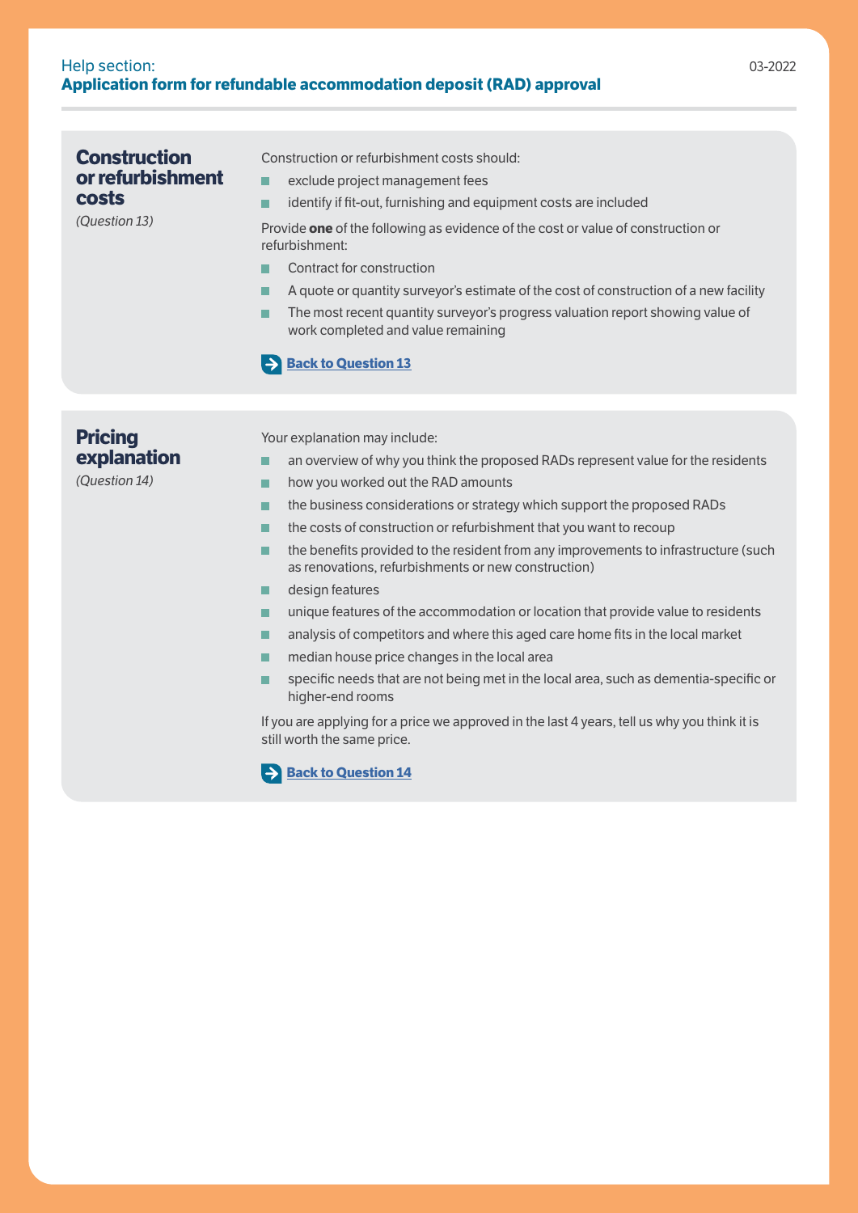## Construction or refurbishment costs

*(Question 13)*

Construction or refurbishment costs should:

- exclude project management fees
- identify if fit-out, furnishing and equipment costs are included

Provide **one** of the following as evidence of the cost or value of construction or refurbishment:

- Contract for construction
- A quote or quantity surveyor's estimate of the cost of construction of a new facility
- The most recent quantity surveyor's progress valuation report showing value of work completed and value remaining

**Back to Question 13**

## Pricing explanation

*(Question 14)*

Your explanation may include:

- an overview of why you think the proposed RADs represent value for the residents
- how you worked out the RAD amounts
- the business considerations or strategy which support the proposed RADs
- the costs of construction or refurbishment that you want to recoup
- the benefits provided to the resident from any improvements to infrastructure (such as renovations, refurbishments or new construction)
- design features
- unique features of the accommodation or location that provide value to residents
- analysis of competitors and where this aged care home fits in the local market
- median house price changes in the local area
- specific needs that are not being met in the local area, such as dementia-specific or higher-end rooms

If you are applying for a price we approved in the last 4 years, tell us why you think it is still worth the same price.

**Back to Question 14**